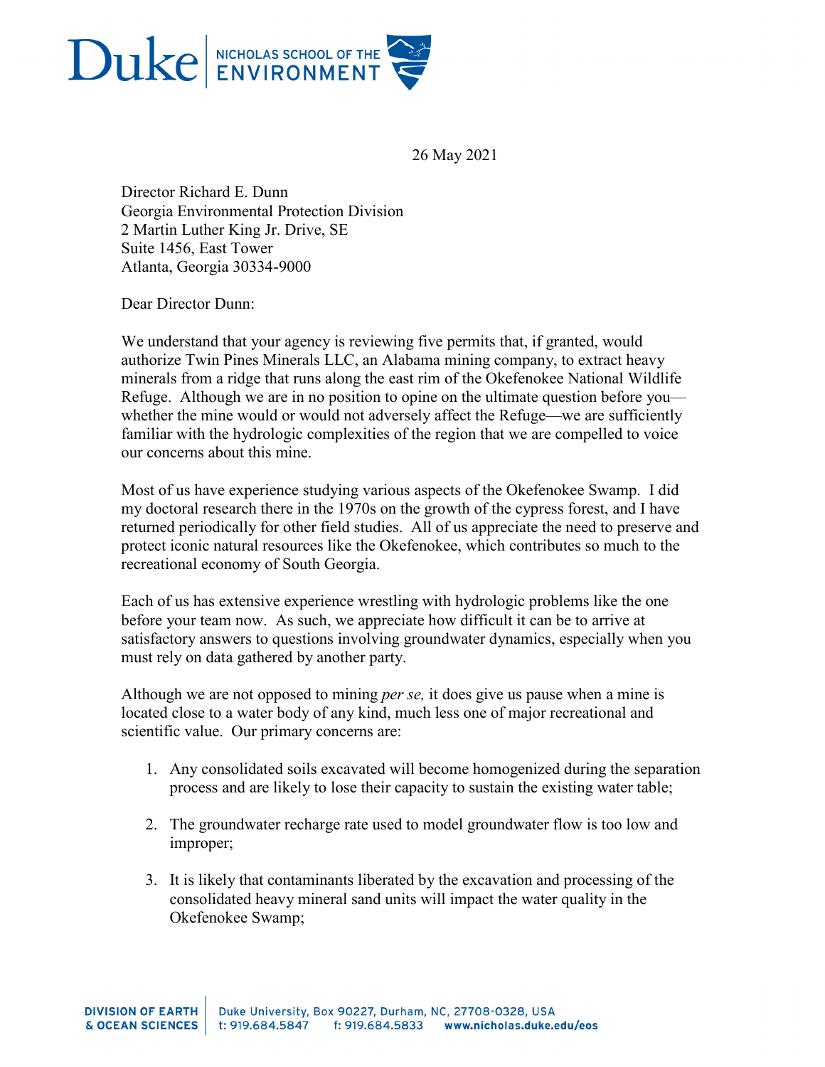26 May 2021

Director Richard E. Dunn
Georgia Environmental Protection Division
2 Martin Luther King Jr. Drive, SE
Suite 1456, East Tower
Atlanta, Georgia 30334-9000

Dear Director Dunn:

We understand that your agency is reviewing five permits that, if granted, would authorize Twin Pines Minerals LLC, an Alabama mining company, to extract heavy minerals from a ridge that runs along the east rim of the Okefenokee National Wildlife Refuge. Although we are in no position to opine on the ultimate question before you—whether the mine would or would not adversely affect the Refuge—we are sufficiently familiar with the hydrologic complexities of the region that we are compelled to voice our concerns about this mine.

Most of us have experience studying various aspects of the Okefenokee Swamp. I did my doctoral research there in the 1970s on the growth of the cypress forest, and I have returned periodically for other field studies. All of us appreciate the need to preserve and protect iconic natural resources like the Okefenokee, which contributes so much to the recreational economy of South Georgia.

Each of us has extensive experience wrestling with hydrologic problems like the one before your team now. As such, we appreciate how difficult it can be to arrive at satisfactory answers to questions involving groundwater dynamics, especially when you must rely on data gathered by another party.

Although we are not opposed to mining *per se,* it does give us pause when a mine is located close to a water body of any kind, much less one of major recreational and scientific value. Our primary concerns are:

1. Any consolidated soils excavated will become homogenized during the separation process and are likely to lose their capacity to sustain the existing water table;
2. The groundwater recharge rate used to model groundwater flow is too low and improper;
3. It is likely that contaminants liberated by the excavation and processing of the consolidated heavy mineral sand units will impact the water quality in the Okefenokee Swamp;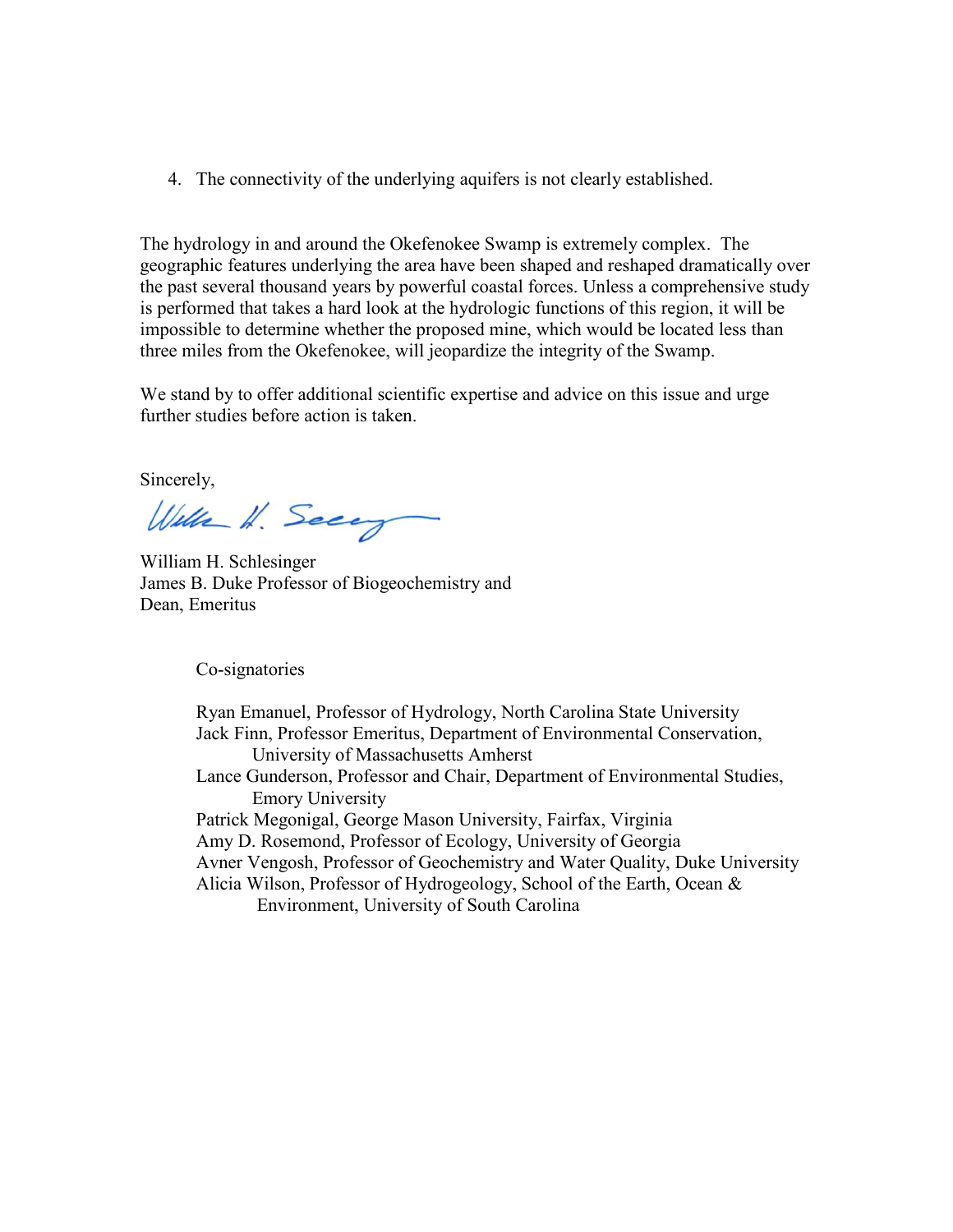4. The connectivity of the underlying aquifers is not clearly established.

The hydrology in and around the Okefenokee Swamp is extremely complex. The geographic features underlying the area have been shaped and reshaped dramatically over the past several thousand years by powerful coastal forces. Unless a comprehensive study is performed that takes a hard look at the hydrologic functions of this region, it will be impossible to determine whether the proposed mine, which would be located less than three miles from the Okefenokee, will jeopardize the integrity of the Swamp.

We stand by to offer additional scientific expertise and advice on this issue and urge further studies before action is taken.

Sincerely,

William H. Schlesinger
James B. Duke Professor of Biogeochemistry and
Dean, Emeritus

Co-signatories

Ryan Emanuel, Professor of Hydrology, North Carolina State University
Jack Finn, Professor Emeritus, Department of Environmental Conservation, University of Massachusetts Amherst
Lance Gunderson, Professor and Chair, Department of Environmental Studies, Emory University
Patrick Megonigal, George Mason University, Fairfax, Virginia
Amy D. Rosemond, Professor of Ecology, University of Georgia
Avner Vengosh, Professor of Geochemistry and Water Quality, Duke University
Alicia Wilson, Professor of Hydrogeology, School of the Earth, Ocean & Environment, University of South Carolina